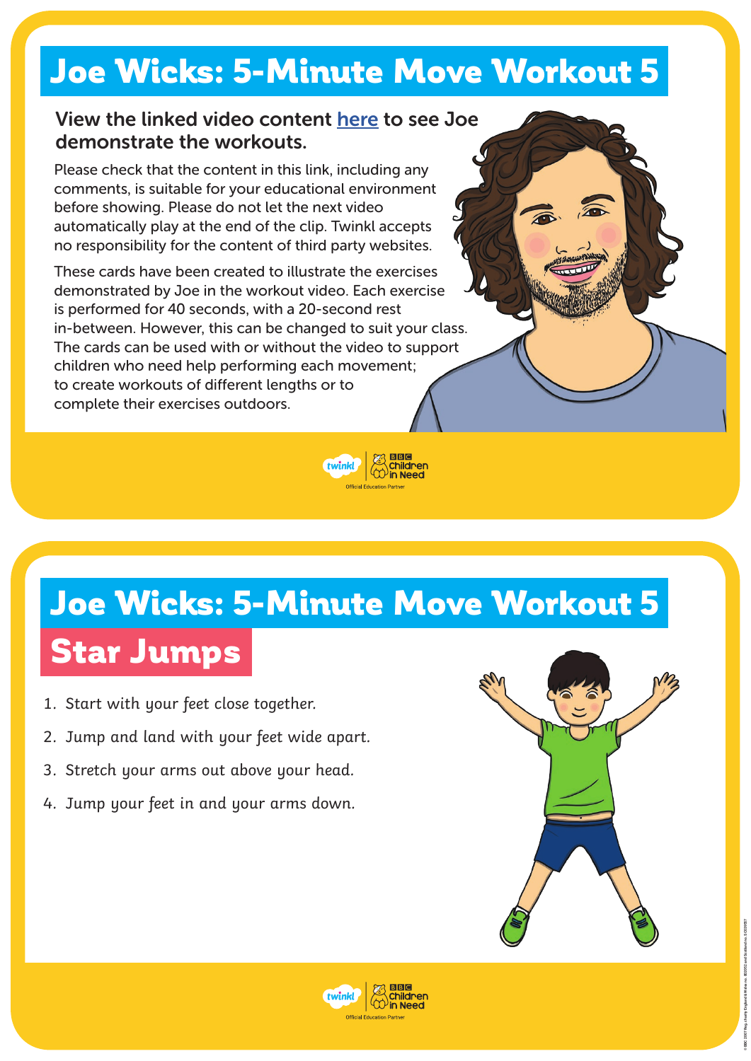# Joe Wicks: 5-Minute Move Workout 5

**View the linked video content [here] to see Joe demonstrate the workouts.**

Please check that the content in this link, including any comments, is suitable for your educational environment before showing. Please do not let the next video automatically play at the end of the clip. Twinkl accepts no responsibility for the content of third party websites.

These cards have been created to illustrate the exercises demonstrated by Joe in the workout video. Each exercise is performed for 40 seconds, with a 20-second rest in-between. However, this can be changed to suit your class. The cards can be used with or without the video to support children who need help performing each movement; to create workouts of different lengths or to complete their exercises outdoors.

# Joe Wicks: 5-Minute Move Workout 5

## Star Jumps

1. Start with your feet close together.
2. Jump and land with your feet wide apart.
3. Stretch your arms out above your head.
4. Jump your feet in and your arms down.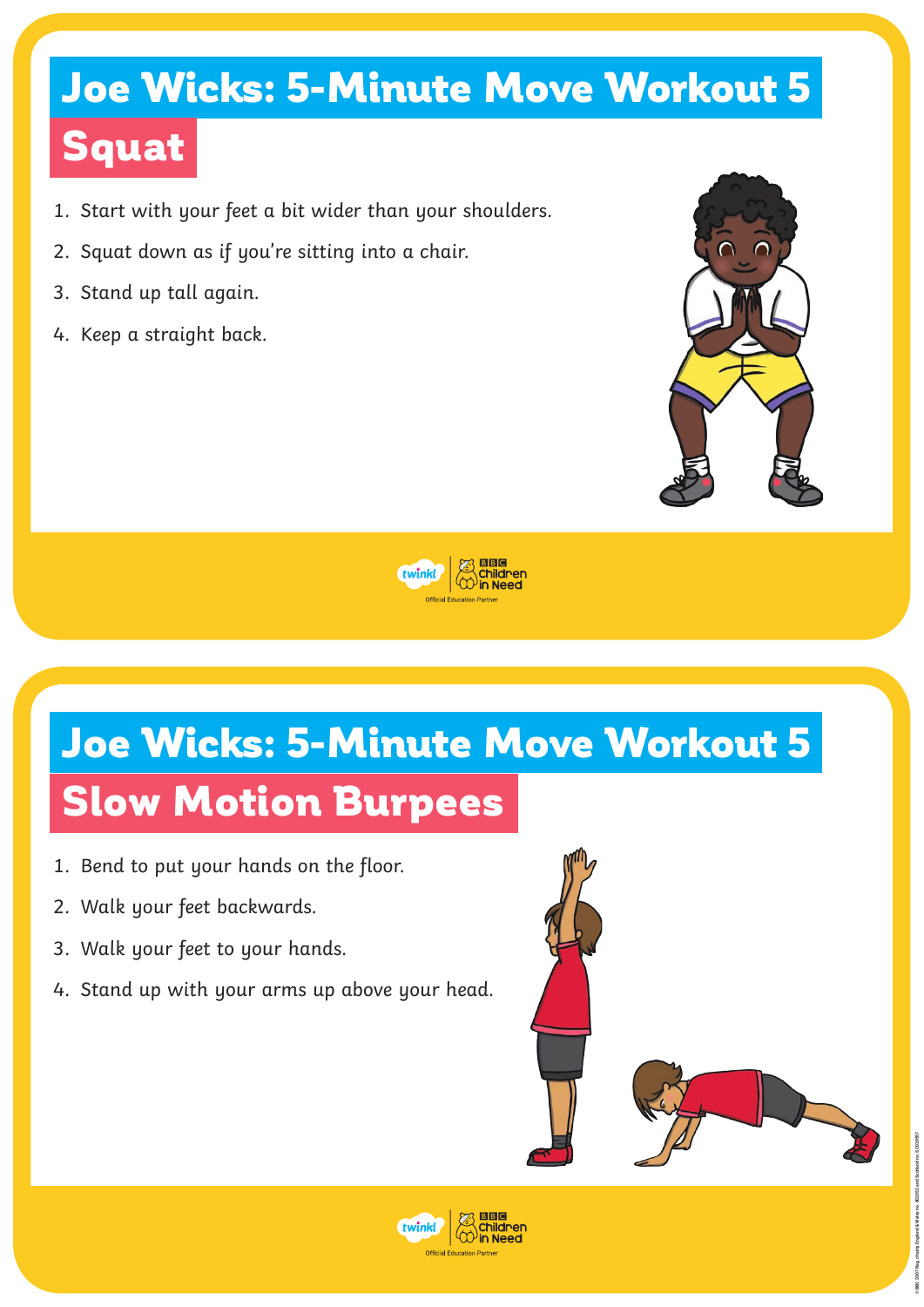# Joe Wicks: 5-Minute Move Workout 5

## Squat

1. Start with your feet a bit wider than your shoulders.
2. Squat down as if you're sitting into a chair.
3. Stand up tall again.
4. Keep a straight back.

# Joe Wicks: 5-Minute Move Workout 5

## Slow Motion Burpees

1. Bend to put your hands on the floor.
2. Walk your feet backwards.
3. Walk your feet to your hands.
4. Stand up with your arms up above your head.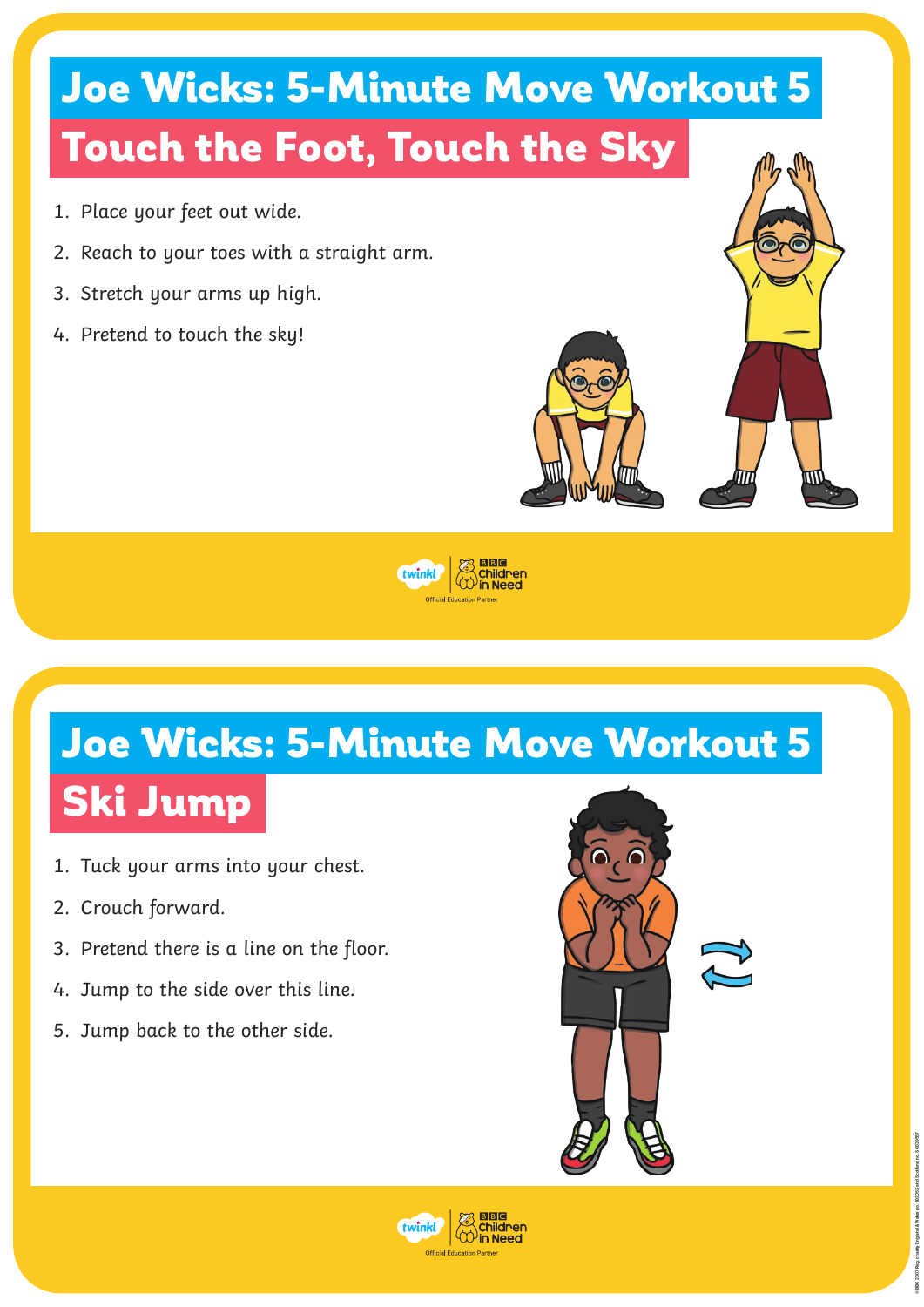# Joe Wicks: 5-Minute Move Workout 5

## Touch the Foot, Touch the Sky

1. Place your feet out wide.
2. Reach to your toes with a straight arm.
3. Stretch your arms up high.
4. Pretend to touch the sky!

# Joe Wicks: 5-Minute Move Workout 5

## Ski Jump

1. Tuck your arms into your chest.
2. Crouch forward.
3. Pretend there is a line on the floor.
4. Jump to the side over this line.
5. Jump back to the other side.